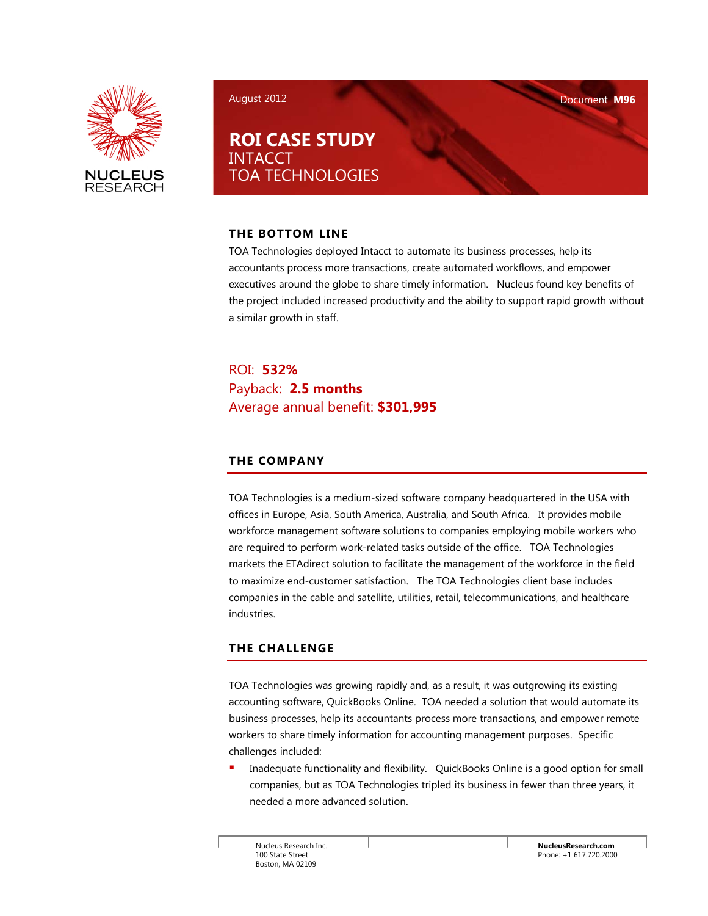August 2012 Document **M96**

# ROI CASE STUDY
## INTACCT
## TOA TECHNOLOGIES

### THE BOTTOM LINE

TOA Technologies deployed Intacct to automate its business processes, help its accountants process more transactions, create automated workflows, and empower executives around the globe to share timely information. Nucleus found key benefits of the project included increased productivity and the ability to support rapid growth without a similar growth in staff.

ROI: **532%**
Payback: **2.5 months**
Average annual benefit: **$301,995**

### THE COMPANY

TOA Technologies is a medium-sized software company headquartered in the USA with offices in Europe, Asia, South America, Australia, and South Africa. It provides mobile workforce management software solutions to companies employing mobile workers who are required to perform work-related tasks outside of the office. TOA Technologies markets the ETAdirect solution to facilitate the management of the workforce in the field to maximize end-customer satisfaction. The TOA Technologies client base includes companies in the cable and satellite, utilities, retail, telecommunications, and healthcare industries.

### THE CHALLENGE

TOA Technologies was growing rapidly and, as a result, it was outgrowing its existing accounting software, QuickBooks Online. TOA needed a solution that would automate its business processes, help its accountants process more transactions, and empower remote workers to share timely information for accounting management purposes. Specific challenges included:

- Inadequate functionality and flexibility. QuickBooks Online is a good option for small companies, but as TOA Technologies tripled its business in fewer than three years, it needed a more advanced solution.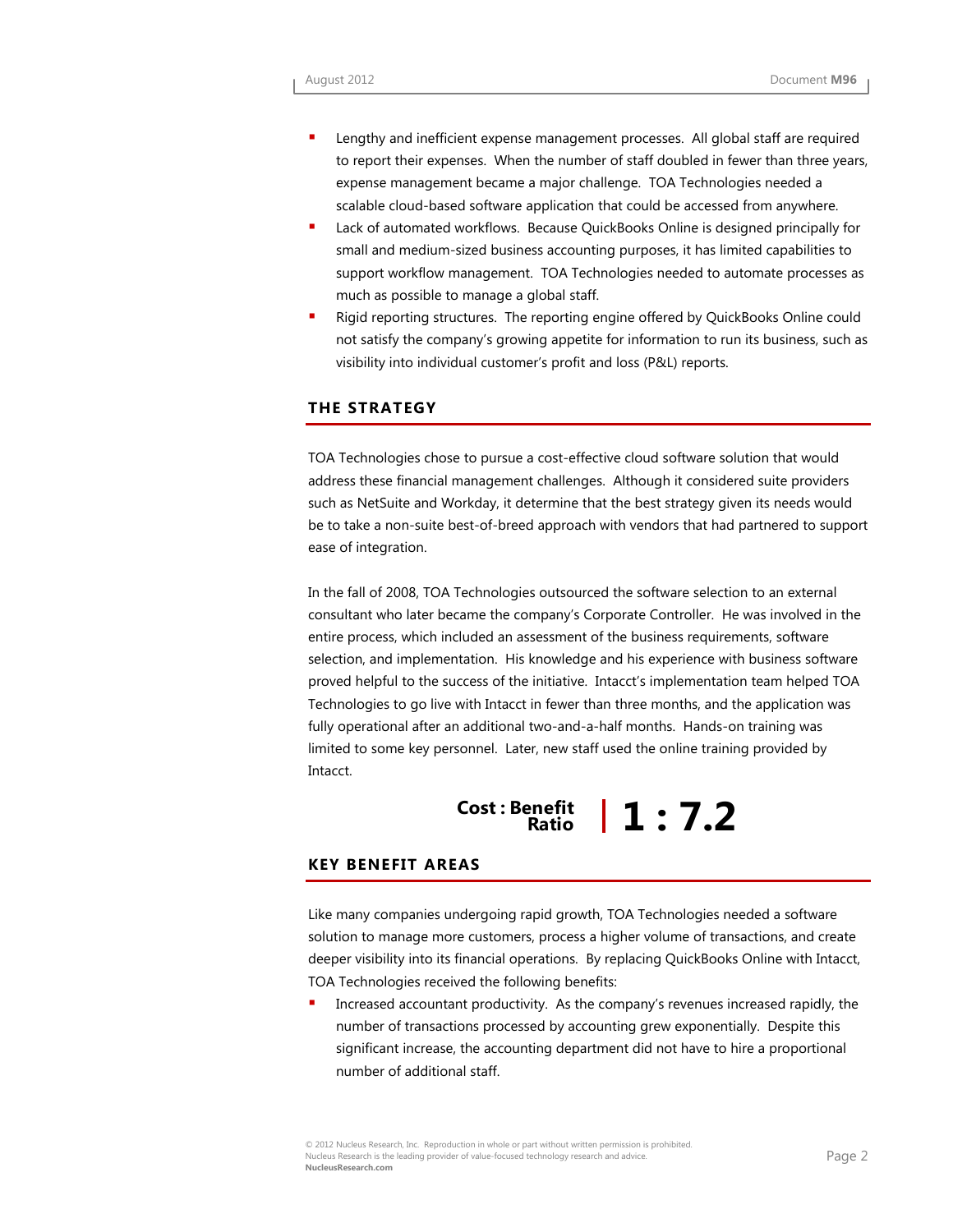- Lengthy and inefficient expense management processes. All global staff are required to report their expenses. When the number of staff doubled in fewer than three years, expense management became a major challenge. TOA Technologies needed a scalable cloud-based software application that could be accessed from anywhere.
- Lack of automated workflows. Because QuickBooks Online is designed principally for small and medium-sized business accounting purposes, it has limited capabilities to support workflow management. TOA Technologies needed to automate processes as much as possible to manage a global staff.
- Rigid reporting structures. The reporting engine offered by QuickBooks Online could not satisfy the company's growing appetite for information to run its business, such as visibility into individual customer's profit and loss (P&L) reports.

## THE STRATEGY

TOA Technologies chose to pursue a cost-effective cloud software solution that would address these financial management challenges. Although it considered suite providers such as NetSuite and Workday, it determine that the best strategy given its needs would be to take a non-suite best-of-breed approach with vendors that had partnered to support ease of integration.

In the fall of 2008, TOA Technologies outsourced the software selection to an external consultant who later became the company's Corporate Controller. He was involved in the entire process, which included an assessment of the business requirements, software selection, and implementation. His knowledge and his experience with business software proved helpful to the success of the initiative. Intacct's implementation team helped TOA Technologies to go live with Intacct in fewer than three months, and the application was fully operational after an additional two-and-a-half months. Hands-on training was limited to some key personnel. Later, new staff used the online training provided by Intacct.

**Cost : Benefit Ratio | 1 : 7.2**

## KEY BENEFIT AREAS

Like many companies undergoing rapid growth, TOA Technologies needed a software solution to manage more customers, process a higher volume of transactions, and create deeper visibility into its financial operations. By replacing QuickBooks Online with Intacct, TOA Technologies received the following benefits:

- Increased accountant productivity. As the company's revenues increased rapidly, the number of transactions processed by accounting grew exponentially. Despite this significant increase, the accounting department did not have to hire a proportional number of additional staff.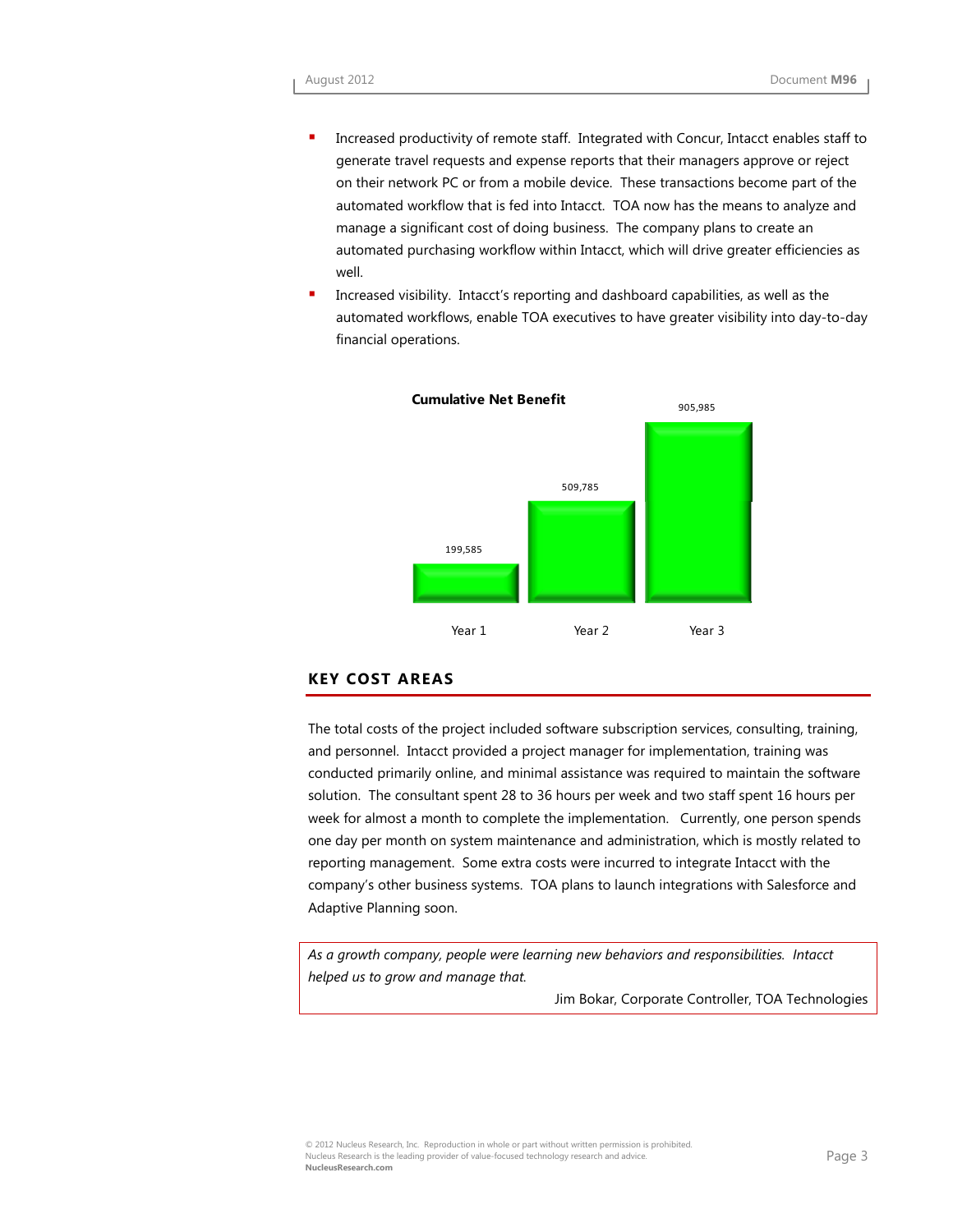- Increased productivity of remote staff. Integrated with Concur, Intacct enables staff to generate travel requests and expense reports that their managers approve or reject on their network PC or from a mobile device. These transactions become part of the automated workflow that is fed into Intacct. TOA now has the means to analyze and manage a significant cost of doing business. The company plans to create an automated purchasing workflow within Intacct, which will drive greater efficiencies as well.
- Increased visibility. Intacct's reporting and dashboard capabilities, as well as the automated workflows, enable TOA executives to have greater visibility into day-to-day financial operations.

**Cumulative Net Benefit**

| | Year 1 | Year 2 | Year 3 |
|---|---|---|---|
| Cumulative Net Benefit | 199,585 | 509,785 | 905,985 |

## KEY COST AREAS

The total costs of the project included software subscription services, consulting, training, and personnel. Intacct provided a project manager for implementation, training was conducted primarily online, and minimal assistance was required to maintain the software solution. The consultant spent 28 to 36 hours per week and two staff spent 16 hours per week for almost a month to complete the implementation. Currently, one person spends one day per month on system maintenance and administration, which is mostly related to reporting management. Some extra costs were incurred to integrate Intacct with the company's other business systems. TOA plans to launch integrations with Salesforce and Adaptive Planning soon.

> *As a growth company, people were learning new behaviors and responsibilities. Intacct helped us to grow and manage that.*
>
> Jim Bokar, Corporate Controller, TOA Technologies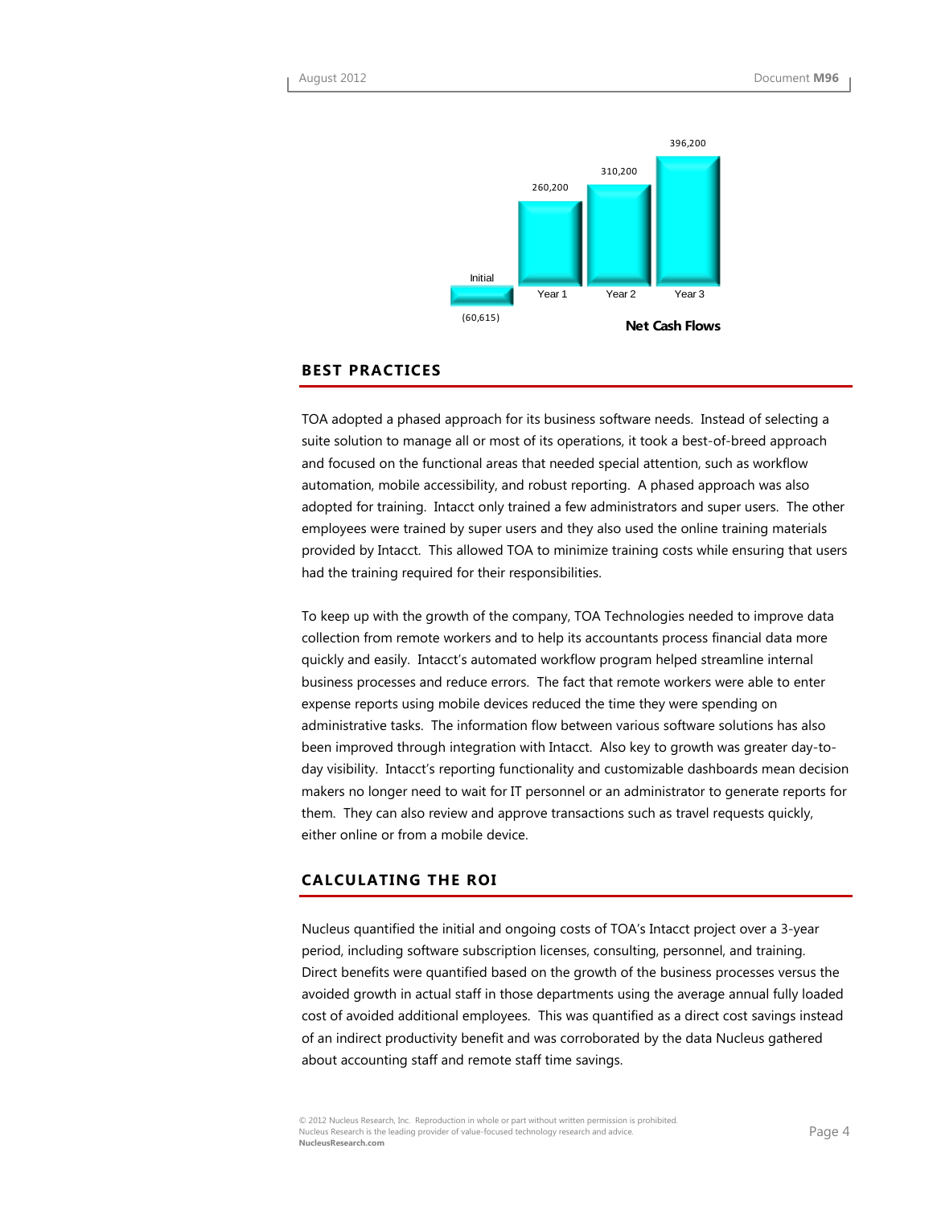| | Initial | Year 1 | Year 2 | Year 3 |
|---|---|---|---|---|
| Net Cash Flows | (60,615) | 260,200 | 310,200 | 396,200 |

## BEST PRACTICES

TOA adopted a phased approach for its business software needs. Instead of selecting a suite solution to manage all or most of its operations, it took a best-of-breed approach and focused on the functional areas that needed special attention, such as workflow automation, mobile accessibility, and robust reporting. A phased approach was also adopted for training. Intacct only trained a few administrators and super users. The other employees were trained by super users and they also used the online training materials provided by Intacct. This allowed TOA to minimize training costs while ensuring that users had the training required for their responsibilities.

To keep up with the growth of the company, TOA Technologies needed to improve data collection from remote workers and to help its accountants process financial data more quickly and easily. Intacct's automated workflow program helped streamline internal business processes and reduce errors. The fact that remote workers were able to enter expense reports using mobile devices reduced the time they were spending on administrative tasks. The information flow between various software solutions has also been improved through integration with Intacct. Also key to growth was greater day-to-day visibility. Intacct's reporting functionality and customizable dashboards mean decision makers no longer need to wait for IT personnel or an administrator to generate reports for them. They can also review and approve transactions such as travel requests quickly, either online or from a mobile device.

## CALCULATING THE ROI

Nucleus quantified the initial and ongoing costs of TOA's Intacct project over a 3-year period, including software subscription licenses, consulting, personnel, and training. Direct benefits were quantified based on the growth of the business processes versus the avoided growth in actual staff in those departments using the average annual fully loaded cost of avoided additional employees. This was quantified as a direct cost savings instead of an indirect productivity benefit and was corroborated by the data Nucleus gathered about accounting staff and remote staff time savings.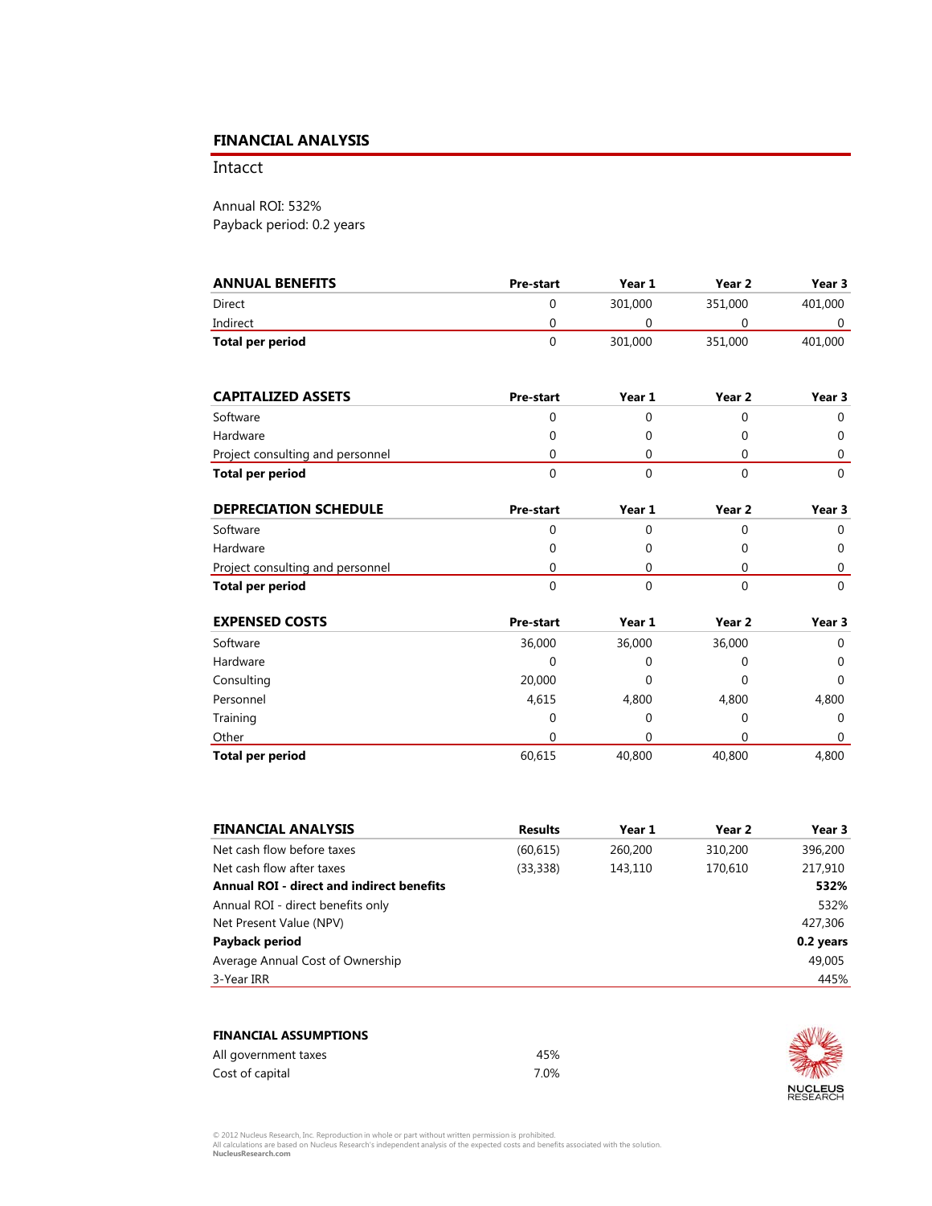## FINANCIAL ANALYSIS

Intacct

Annual ROI: 532%
Payback period: 0.2 years

| **ANNUAL BENEFITS** | **Pre-start** | **Year 1** | **Year 2** | **Year 3** |
|---|---|---|---|---|
| Direct | 0 | 301,000 | 351,000 | 401,000 |
| Indirect | 0 | 0 | 0 | 0 |
| **Total per period** | 0 | 301,000 | 351,000 | 401,000 |

| **CAPITALIZED ASSETS** | **Pre-start** | **Year 1** | **Year 2** | **Year 3** |
|---|---|---|---|---|
| Software | 0 | 0 | 0 | 0 |
| Hardware | 0 | 0 | 0 | 0 |
| Project consulting and personnel | 0 | 0 | 0 | 0 |
| **Total per period** | 0 | 0 | 0 | 0 |

| **DEPRECIATION SCHEDULE** | **Pre-start** | **Year 1** | **Year 2** | **Year 3** |
|---|---|---|---|---|
| Software | 0 | 0 | 0 | 0 |
| Hardware | 0 | 0 | 0 | 0 |
| Project consulting and personnel | 0 | 0 | 0 | 0 |
| **Total per period** | 0 | 0 | 0 | 0 |

| **EXPENSED COSTS** | **Pre-start** | **Year 1** | **Year 2** | **Year 3** |
|---|---|---|---|---|
| Software | 36,000 | 36,000 | 36,000 | 0 |
| Hardware | 0 | 0 | 0 | 0 |
| Consulting | 20,000 | 0 | 0 | 0 |
| Personnel | 4,615 | 4,800 | 4,800 | 4,800 |
| Training | 0 | 0 | 0 | 0 |
| Other | 0 | 0 | 0 | 0 |
| **Total per period** | 60,615 | 40,800 | 40,800 | 4,800 |

| **FINANCIAL ANALYSIS** | **Results** | **Year 1** | **Year 2** | **Year 3** |
|---|---|---|---|---|
| Net cash flow before taxes | (60,615) | 260,200 | 310,200 | 396,200 |
| Net cash flow after taxes | (33,338) | 143,110 | 170,610 | 217,910 |
| **Annual ROI - direct and indirect benefits** | | | | **532%** |
| Annual ROI - direct benefits only | | | | 532% |
| Net Present Value (NPV) | | | | 427,306 |
| **Payback period** | | | | **0.2 years** |
| Average Annual Cost of Ownership | | | | 49,005 |
| 3-Year IRR | | | | 445% |

**FINANCIAL ASSUMPTIONS**

| | |
|---|---|
| All government taxes | 45% |
| Cost of capital | 7.0% |

© 2012 Nucleus Research, Inc. Reproduction in whole or part without written permission is prohibited.
All calculations are based on Nucleus Research's independent analysis of the expected costs and benefits associated with the solution.
**NucleusResearch.com**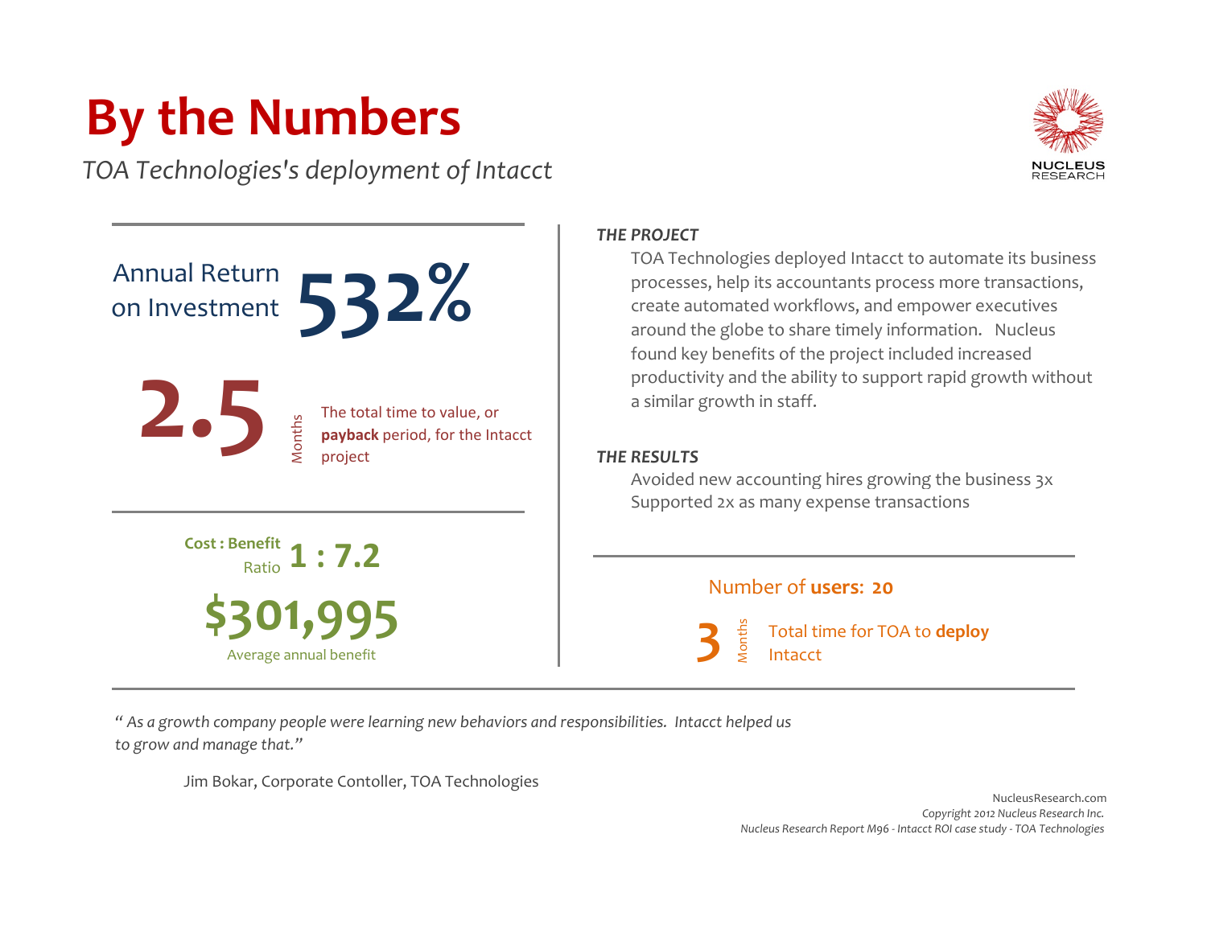# By the Numbers

*TOA Technologies's deployment of Intacct*

NUCLEUS RESEARCH

Annual Return on Investment **532%**

**2.5** Months

The total time to value, or **payback** period, for the Intacct project

**Cost : Benefit** Ratio **1 : 7.2**

**$301,995**

Average annual benefit

***THE PROJECT***

TOA Technologies deployed Intacct to automate its business processes, help its accountants process more transactions, create automated workflows, and empower executives around the globe to share timely information. Nucleus found key benefits of the project included increased productivity and the ability to support rapid growth without a similar growth in staff.

***THE RESULTS***

Avoided new accounting hires growing the business 3x

Supported 2x as many expense transactions

Number of **users: 20**

**3** Months

Total time for TOA to **deploy** Intacct

*" As a growth company people were learning new behaviors and responsibilities. Intacct helped us to grow and manage that."*

Jim Bokar, Corporate Contoller, TOA Technologies

NucleusResearch.com

*Copyright 2012 Nucleus Research Inc.*

*Nucleus Research Report M96 - Intacct ROI case study - TOA Technologies*